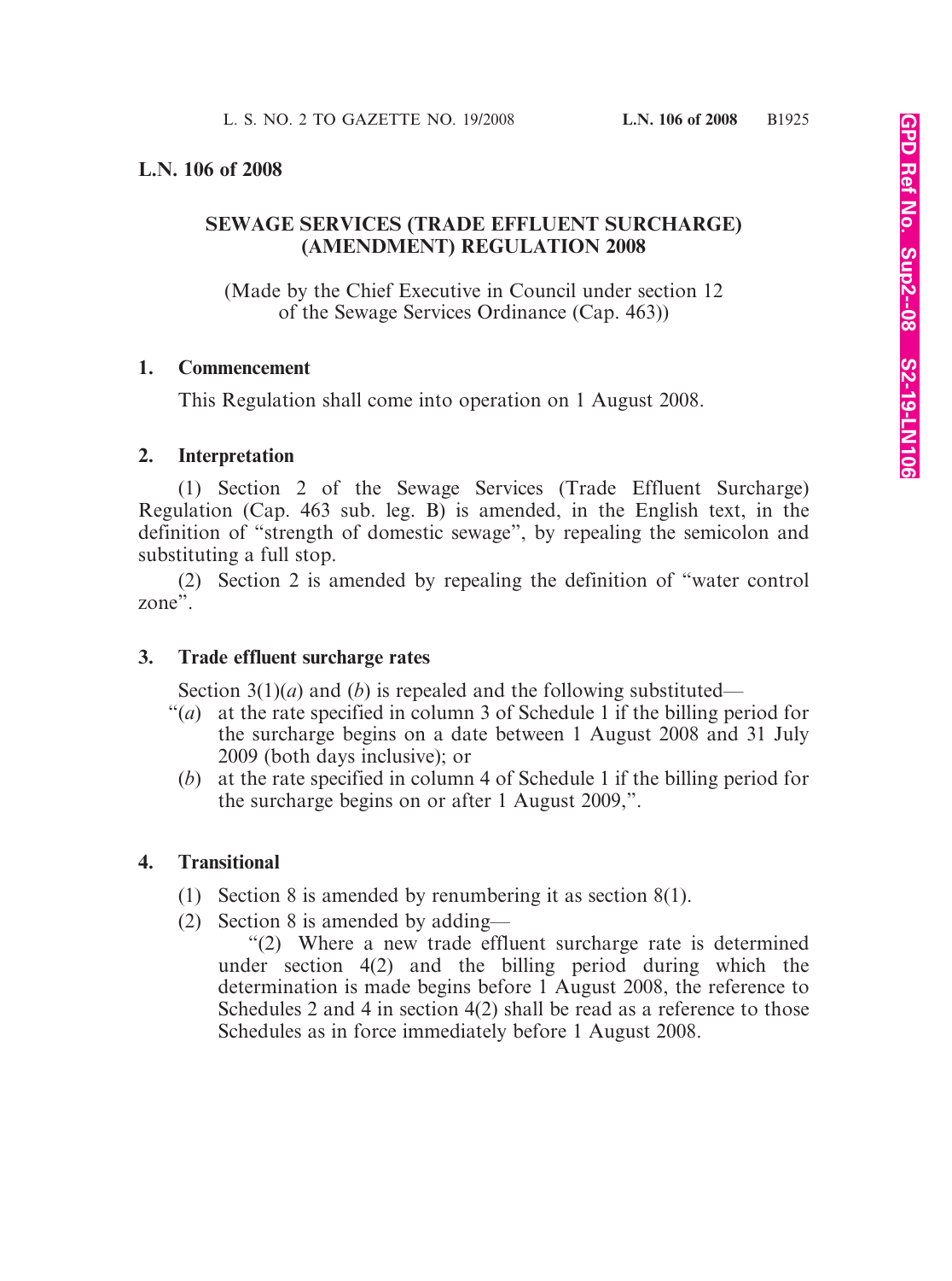# L.N. 106 of 2008

## SEWAGE SERVICES (TRADE EFFLUENT SURCHARGE) (AMENDMENT) REGULATION 2008

(Made by the Chief Executive in Council under section 12 of the Sewage Services Ordinance (Cap. 463))

### 1. Commencement

This Regulation shall come into operation on 1 August 2008.

### 2. Interpretation

(1) Section 2 of the Sewage Services (Trade Effluent Surcharge) Regulation (Cap. 463 sub. leg. B) is amended, in the English text, in the definition of "strength of domestic sewage", by repealing the semicolon and substituting a full stop.

(2) Section 2 is amended by repealing the definition of "water control zone".

### 3. Trade effluent surcharge rates

Section 3(1)(*a*) and (*b*) is repealed and the following substituted—

"(*a*) at the rate specified in column 3 of Schedule 1 if the billing period for the surcharge begins on a date between 1 August 2008 and 31 July 2009 (both days inclusive); or

(*b*) at the rate specified in column 4 of Schedule 1 if the billing period for the surcharge begins on or after 1 August 2009,".

### 4. Transitional

(1) Section 8 is amended by renumbering it as section 8(1).

(2) Section 8 is amended by adding—

"(2) Where a new trade effluent surcharge rate is determined under section 4(2) and the billing period during which the determination is made begins before 1 August 2008, the reference to Schedules 2 and 4 in section 4(2) shall be read as a reference to those Schedules as in force immediately before 1 August 2008.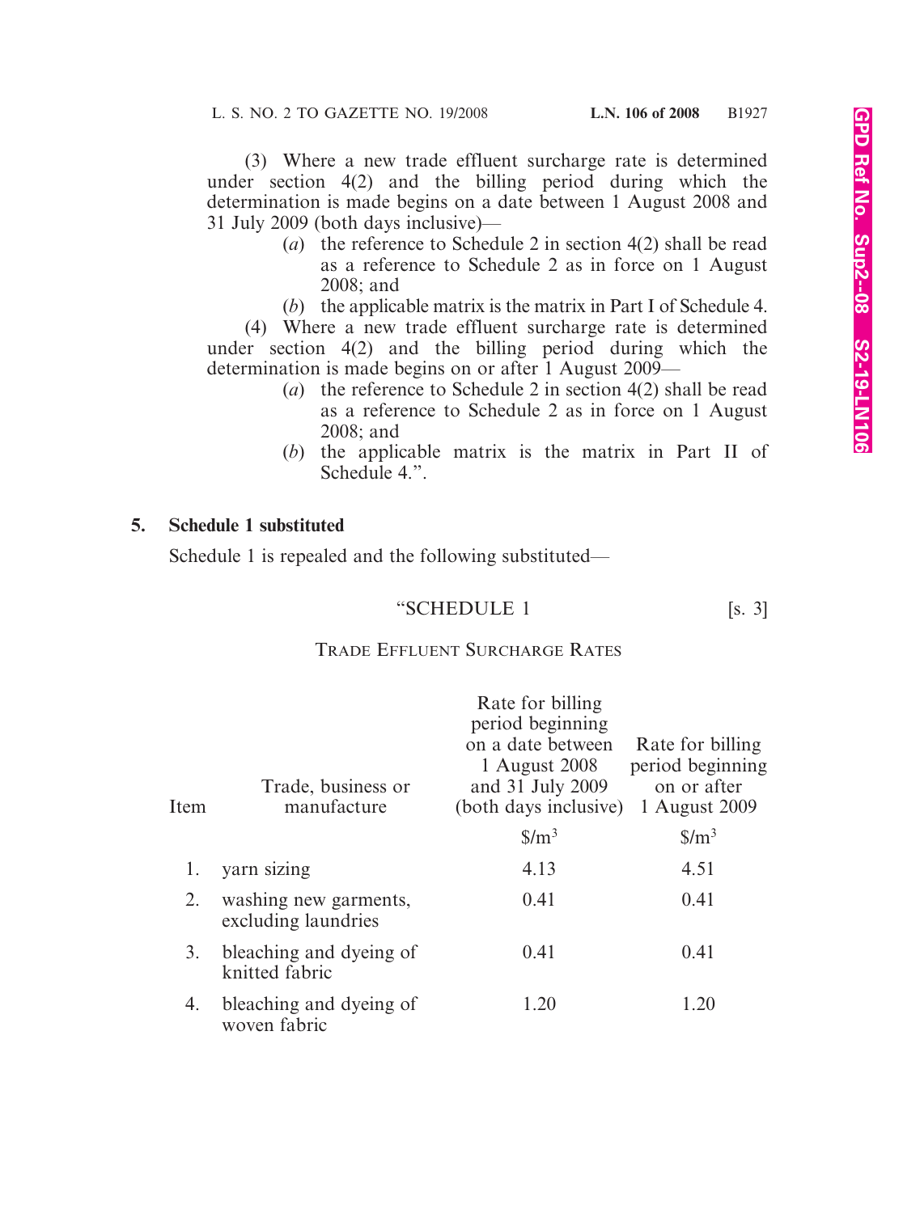(3) Where a new trade effluent surcharge rate is determined under section 4(2) and the billing period during which the determination is made begins on a date between 1 August 2008 and 31 July 2009 (both days inclusive)—

(*a*) the reference to Schedule 2 in section 4(2) shall be read as a reference to Schedule 2 as in force on 1 August 2008; and

(*b*) the applicable matrix is the matrix in Part I of Schedule 4.

(4) Where a new trade effluent surcharge rate is determined under section 4(2) and the billing period during which the determination is made begins on or after 1 August 2009—

(*a*) the reference to Schedule 2 in section 4(2) shall be read as a reference to Schedule 2 as in force on 1 August 2008; and

(*b*) the applicable matrix is the matrix in Part II of Schedule 4.".

**5. Schedule 1 substituted**

Schedule 1 is repealed and the following substituted—

"SCHEDULE 1 [s. 3]

TRADE EFFLUENT SURCHARGE RATES

| Item | Trade, business or manufacture | Rate for billing period beginning on a date between 1 August 2008 and 31 July 2009 (both days inclusive) | Rate for billing period beginning on or after 1 August 2009 |
|---|---|---|---|
| | | $/m$^3$ | $/m$^3$ |
| 1. | yarn sizing | 4.13 | 4.51 |
| 2. | washing new garments, excluding laundries | 0.41 | 0.41 |
| 3. | bleaching and dyeing of knitted fabric | 0.41 | 0.41 |
| 4. | bleaching and dyeing of woven fabric | 1.20 | 1.20 |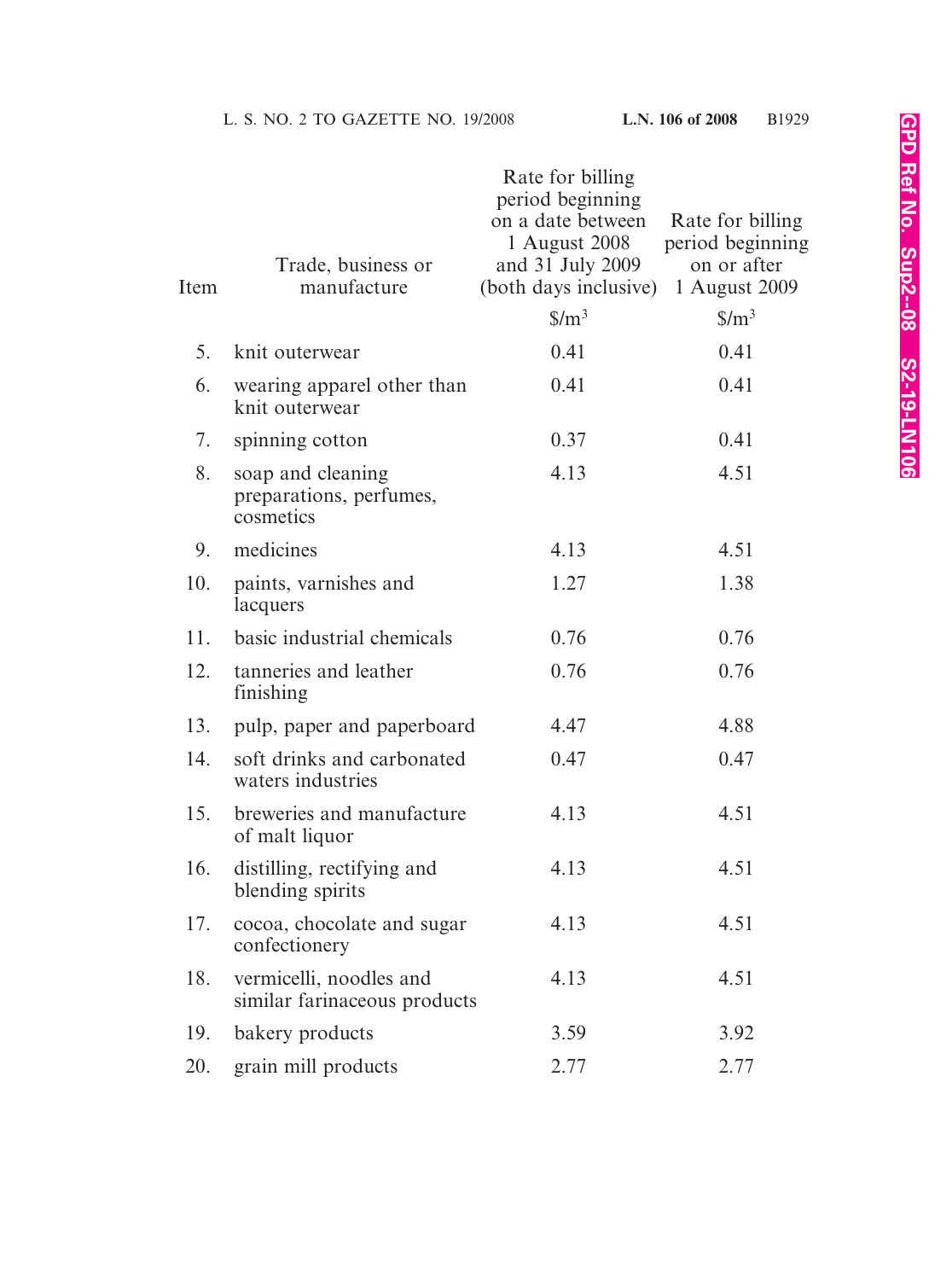| Item | Trade, business or manufacture | Rate for billing period beginning on a date between 1 August 2008 and 31 July 2009 (both days inclusive) | Rate for billing period beginning on or after 1 August 2009 |
|---|---|---|---|
| | | $/m$^3$ | $/m$^3$ |
| 5. | knit outerwear | 0.41 | 0.41 |
| 6. | wearing apparel other than knit outerwear | 0.41 | 0.41 |
| 7. | spinning cotton | 0.37 | 0.41 |
| 8. | soap and cleaning preparations, perfumes, cosmetics | 4.13 | 4.51 |
| 9. | medicines | 4.13 | 4.51 |
| 10. | paints, varnishes and lacquers | 1.27 | 1.38 |
| 11. | basic industrial chemicals | 0.76 | 0.76 |
| 12. | tanneries and leather finishing | 0.76 | 0.76 |
| 13. | pulp, paper and paperboard | 4.47 | 4.88 |
| 14. | soft drinks and carbonated waters industries | 0.47 | 0.47 |
| 15. | breweries and manufacture of malt liquor | 4.13 | 4.51 |
| 16. | distilling, rectifying and blending spirits | 4.13 | 4.51 |
| 17. | cocoa, chocolate and sugar confectionery | 4.13 | 4.51 |
| 18. | vermicelli, noodles and similar farinaceous products | 4.13 | 4.51 |
| 19. | bakery products | 3.59 | 3.92 |
| 20. | grain mill products | 2.77 | 2.77 |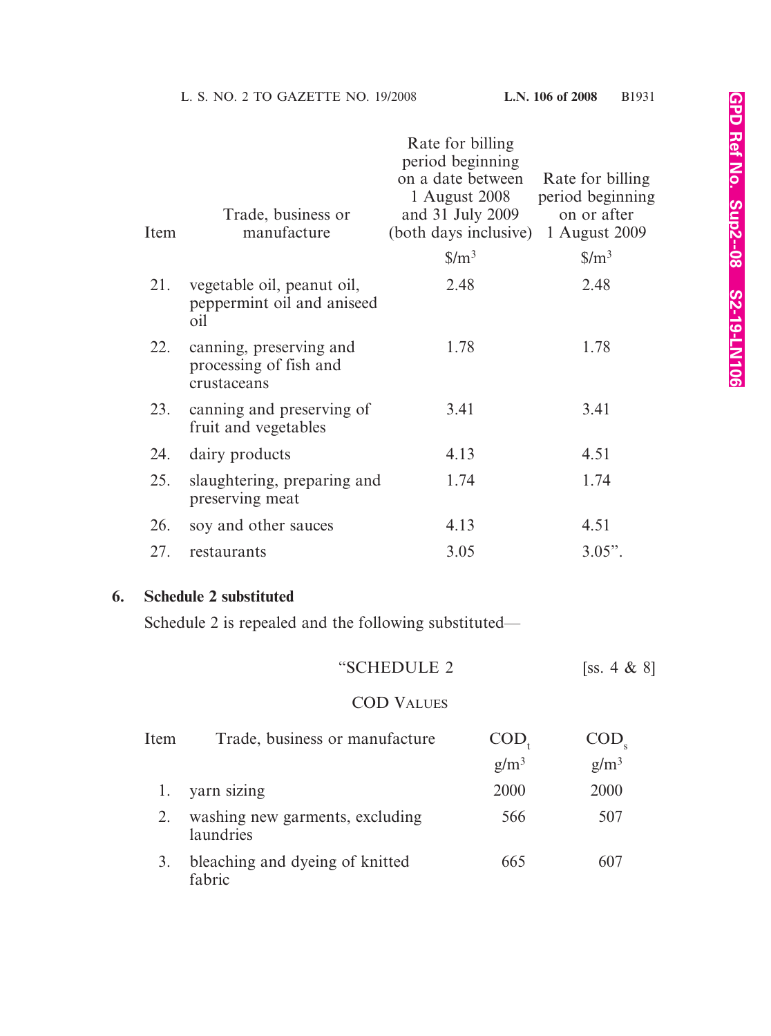| Item | Trade, business or manufacture | Rate for billing period beginning on a date between 1 August 2008 and 31 July 2009 (both days inclusive) | Rate for billing period beginning on or after 1 August 2009 |
|---|---|---|---|
| | | $/m$^3$ | $/m$^3$ |
| 21. | vegetable oil, peanut oil, peppermint oil and aniseed oil | 2.48 | 2.48 |
| 22. | canning, preserving and processing of fish and crustaceans | 1.78 | 1.78 |
| 23. | canning and preserving of fruit and vegetables | 3.41 | 3.41 |
| 24. | dairy products | 4.13 | 4.51 |
| 25. | slaughtering, preparing and preserving meat | 1.74 | 1.74 |
| 26. | soy and other sauces | 4.13 | 4.51 |
| 27. | restaurants | 3.05 | 3.05”. |

**6. Schedule 2 substituted**

Schedule 2 is repealed and the following substituted—

“SCHEDULE 2 [ss. 4 & 8]

COD VALUES

| Item | Trade, business or manufacture | $COD_t$ | $COD_s$ |
|---|---|---|---|
| | | g/m$^3$ | g/m$^3$ |
| 1. | yarn sizing | 2000 | 2000 |
| 2. | washing new garments, excluding laundries | 566 | 507 |
| 3. | bleaching and dyeing of knitted fabric | 665 | 607 |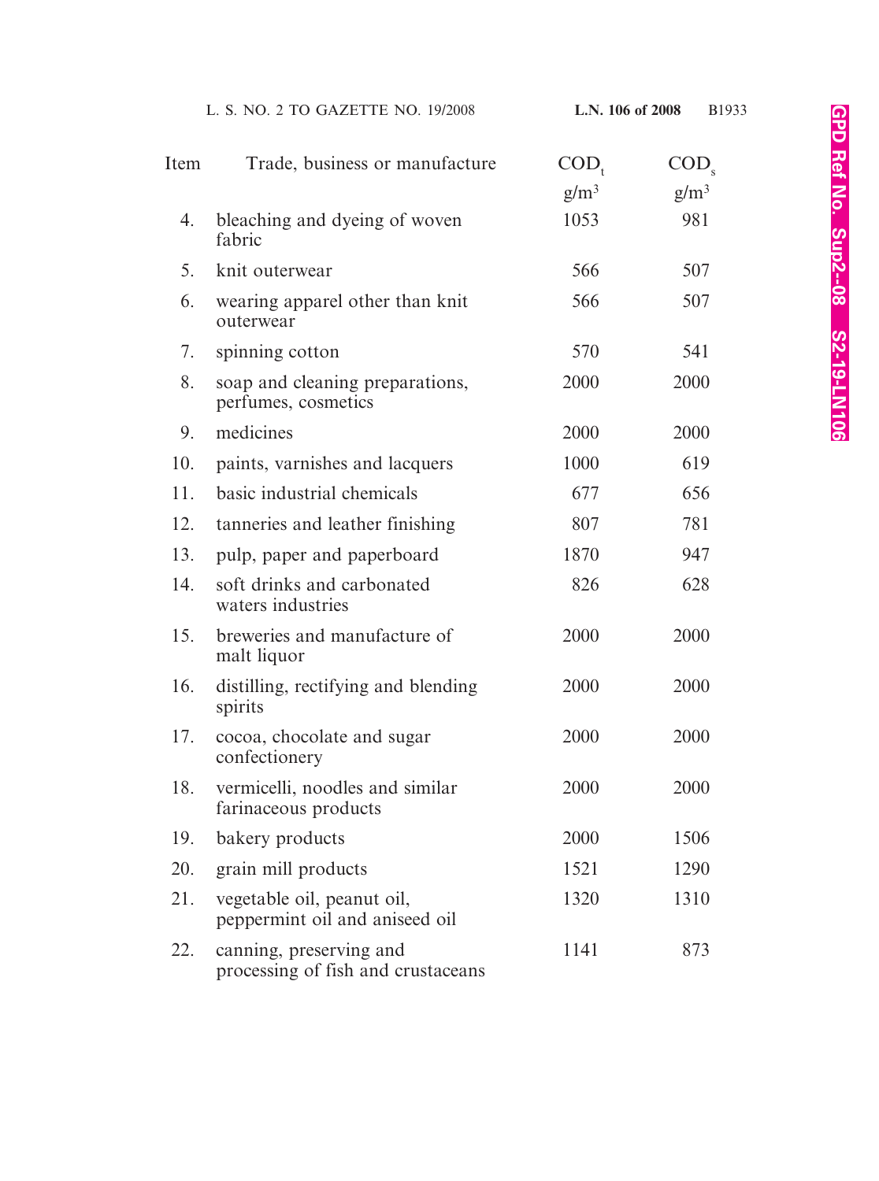| Item | Trade, business or manufacture | $COD_t$ g/m$^3$ | $COD_s$ g/m$^3$ |
|---|---|---|---|
| 4. | bleaching and dyeing of woven fabric | 1053 | 981 |
| 5. | knit outerwear | 566 | 507 |
| 6. | wearing apparel other than knit outerwear | 566 | 507 |
| 7. | spinning cotton | 570 | 541 |
| 8. | soap and cleaning preparations, perfumes, cosmetics | 2000 | 2000 |
| 9. | medicines | 2000 | 2000 |
| 10. | paints, varnishes and lacquers | 1000 | 619 |
| 11. | basic industrial chemicals | 677 | 656 |
| 12. | tanneries and leather finishing | 807 | 781 |
| 13. | pulp, paper and paperboard | 1870 | 947 |
| 14. | soft drinks and carbonated waters industries | 826 | 628 |
| 15. | breweries and manufacture of malt liquor | 2000 | 2000 |
| 16. | distilling, rectifying and blending spirits | 2000 | 2000 |
| 17. | cocoa, chocolate and sugar confectionery | 2000 | 2000 |
| 18. | vermicelli, noodles and similar farinaceous products | 2000 | 2000 |
| 19. | bakery products | 2000 | 1506 |
| 20. | grain mill products | 1521 | 1290 |
| 21. | vegetable oil, peanut oil, peppermint oil and aniseed oil | 1320 | 1310 |
| 22. | canning, preserving and processing of fish and crustaceans | 1141 | 873 |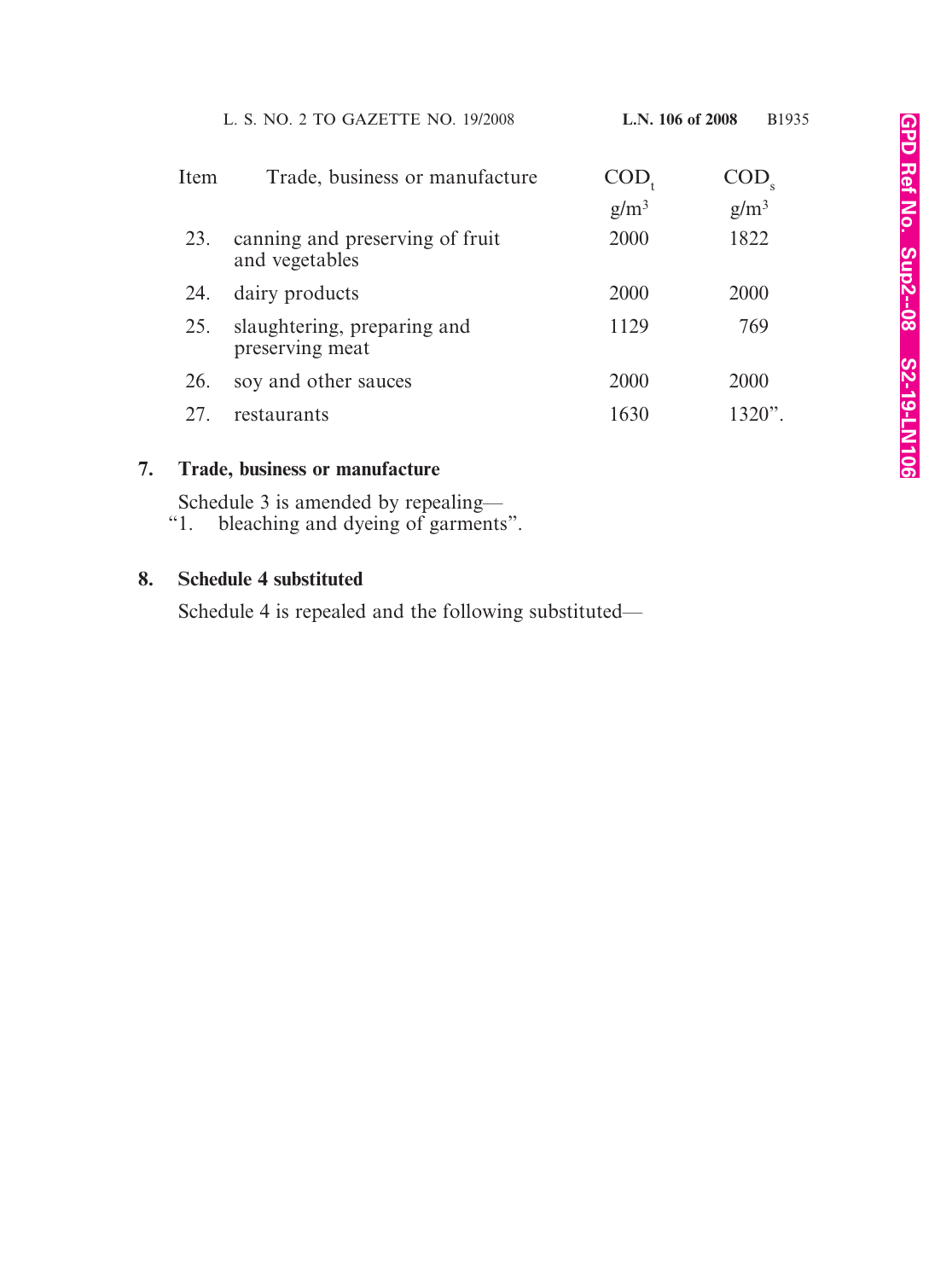| Item | Trade, business or manufacture | $COD_t$ g/m$^3$ | $COD_s$ g/m$^3$ |
|---|---|---|---|
| 23. | canning and preserving of fruit and vegetables | 2000 | 1822 |
| 24. | dairy products | 2000 | 2000 |
| 25. | slaughtering, preparing and preserving meat | 1129 | 769 |
| 26. | soy and other sauces | 2000 | 2000 |
| 27. | restaurants | 1630 | 1320". |

**7. Trade, business or manufacture**

Schedule 3 is amended by repealing—
"1. bleaching and dyeing of garments".

**8. Schedule 4 substituted**

Schedule 4 is repealed and the following substituted—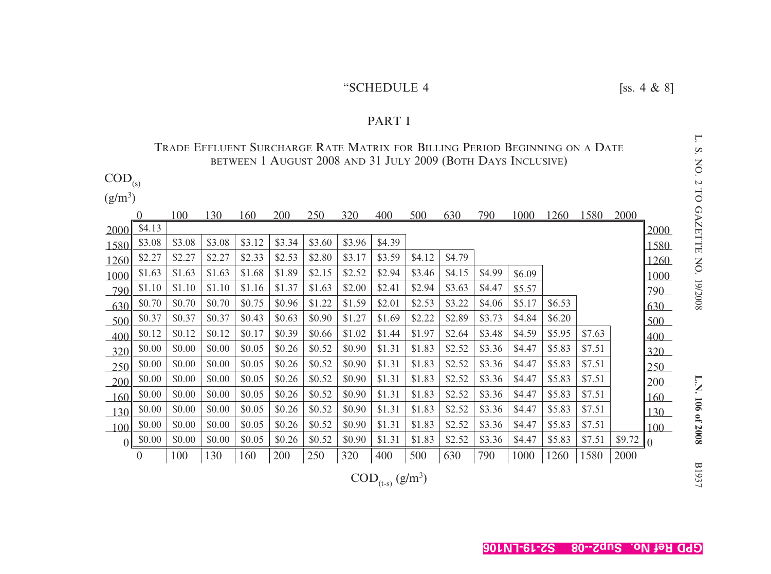"SCHEDULE 4 [ss. 4 & 8]

## PART I

### TRADE EFFLUENT SURCHARGE RATE MATRIX FOR BILLING PERIOD BEGINNING ON A DATE BETWEEN 1 AUGUST 2008 AND 31 JULY 2009 (BOTH DAYS INCLUSIVE)

$COD_{(s)}$ $(g/m^3)$ (rows) / $COD_{(t\text{-}s)}$ $(g/m^3)$ (columns)

| $COD_{(s)}$ \ $COD_{(t\text{-}s)}$ | 0 | 100 | 130 | 160 | 200 | 250 | 320 | 400 | 500 | 630 | 790 | 1000 | 1260 | 1580 | 2000 |
|---|---|---|---|---|---|---|---|---|---|---|---|---|---|---|---|
| 2000 | $4.13 | | | | | | | | | | | | | | |
| 1580 | $3.08 | $3.08 | $3.08 | $3.12 | $3.34 | $3.60 | $3.96 | $4.39 | | | | | | | |
| 1260 | $2.27 | $2.27 | $2.27 | $2.33 | $2.53 | $2.80 | $3.17 | $3.59 | $4.12 | $4.79 | | | | | |
| 1000 | $1.63 | $1.63 | $1.63 | $1.68 | $1.89 | $2.15 | $2.52 | $2.94 | $3.46 | $4.15 | $4.99 | $6.09 | | | |
| 790 | $1.10 | $1.10 | $1.10 | $1.16 | $1.37 | $1.63 | $2.00 | $2.41 | $2.94 | $3.63 | $4.47 | $5.57 | | | |
| 630 | $0.70 | $0.70 | $0.70 | $0.75 | $0.96 | $1.22 | $1.59 | $2.01 | $2.53 | $3.22 | $4.06 | $5.17 | $6.53 | | |
| 500 | $0.37 | $0.37 | $0.37 | $0.43 | $0.63 | $0.90 | $1.27 | $1.69 | $2.22 | $2.89 | $3.73 | $4.84 | $6.20 | | |
| 400 | $0.12 | $0.12 | $0.12 | $0.17 | $0.39 | $0.66 | $1.02 | $1.44 | $1.97 | $2.64 | $3.48 | $4.59 | $5.95 | $7.63 | |
| 320 | $0.00 | $0.00 | $0.00 | $0.05 | $0.26 | $0.52 | $0.90 | $1.31 | $1.83 | $2.52 | $3.36 | $4.47 | $5.83 | $7.51 | |
| 250 | $0.00 | $0.00 | $0.00 | $0.05 | $0.26 | $0.52 | $0.90 | $1.31 | $1.83 | $2.52 | $3.36 | $4.47 | $5.83 | $7.51 | |
| 200 | $0.00 | $0.00 | $0.00 | $0.05 | $0.26 | $0.52 | $0.90 | $1.31 | $1.83 | $2.52 | $3.36 | $4.47 | $5.83 | $7.51 | |
| 160 | $0.00 | $0.00 | $0.00 | $0.05 | $0.26 | $0.52 | $0.90 | $1.31 | $1.83 | $2.52 | $3.36 | $4.47 | $5.83 | $7.51 | |
| 130 | $0.00 | $0.00 | $0.00 | $0.05 | $0.26 | $0.52 | $0.90 | $1.31 | $1.83 | $2.52 | $3.36 | $4.47 | $5.83 | $7.51 | |
| 100 | $0.00 | $0.00 | $0.00 | $0.05 | $0.26 | $0.52 | $0.90 | $1.31 | $1.83 | $2.52 | $3.36 | $4.47 | $5.83 | $7.51 | |
| 0 | $0.00 | $0.00 | $0.00 | $0.05 | $0.26 | $0.52 | $0.90 | $1.31 | $1.83 | $2.52 | $3.36 | $4.47 | $5.83 | $7.51 | $9.72 |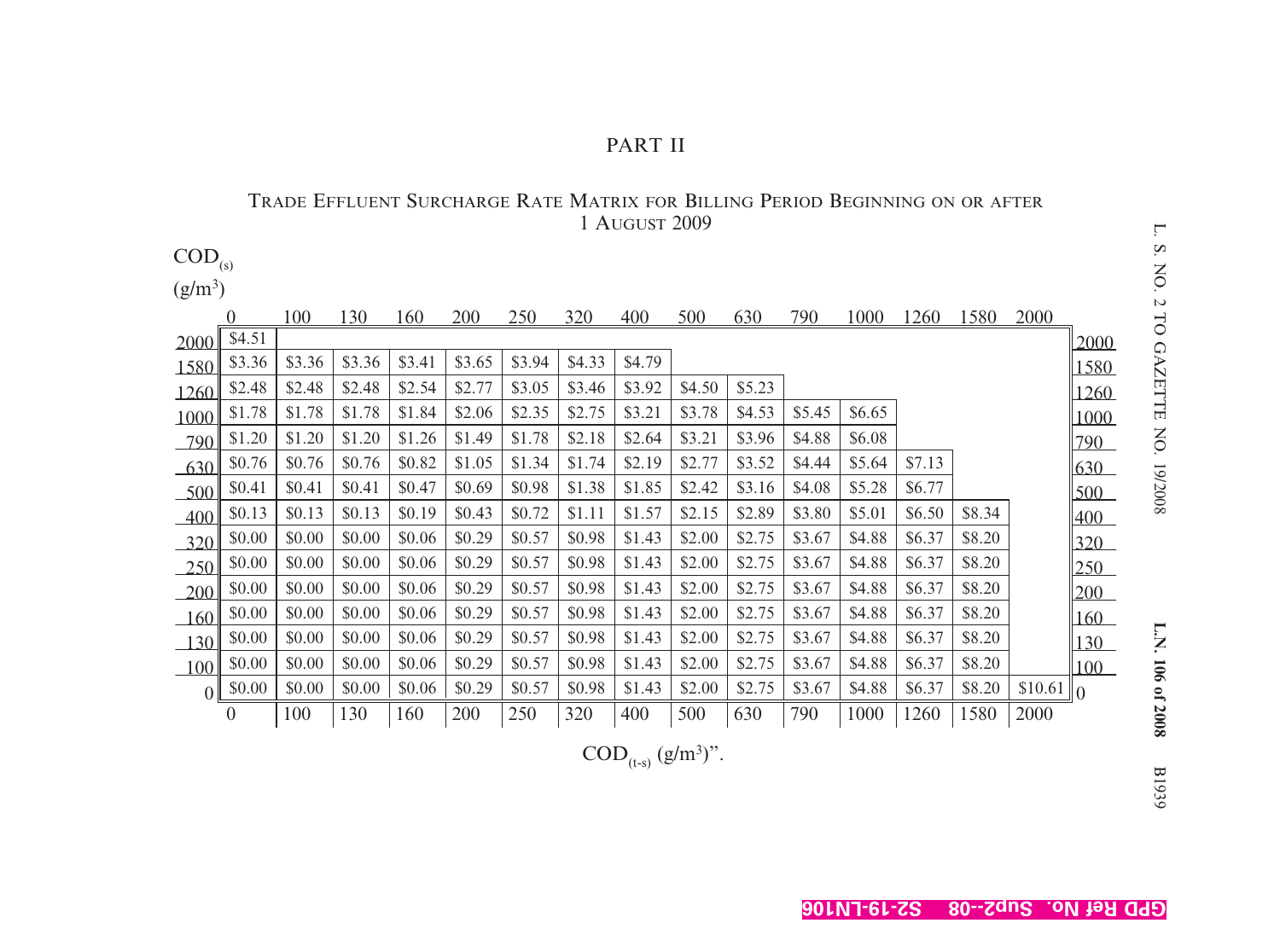## PART II

### TRADE EFFLUENT SURCHARGE RATE MATRIX FOR BILLING PERIOD BEGINNING ON OR AFTER 1 AUGUST 2009

| $COD_{(s)}$ (g/m³) | 0 | 100 | 130 | 160 | 200 | 250 | 320 | 400 | 500 | 630 | 790 | 1000 | 1260 | 1580 | 2000 | |
|---|---|---|---|---|---|---|---|---|---|---|---|---|---|---|---|---|
| 2000 | $4.51 | | | | | | | | | | | | | | | 2000 |
| 1580 | $3.36 | $3.36 | $3.36 | $3.41 | $3.65 | $3.94 | $4.33 | $4.79 | | | | | | | | 1580 |
| 1260 | $2.48 | $2.48 | $2.48 | $2.54 | $2.77 | $3.05 | $3.46 | $3.92 | $4.50 | $5.23 | | | | | | 1260 |
| 1000 | $1.78 | $1.78 | $1.78 | $1.84 | $2.06 | $2.35 | $2.75 | $3.21 | $3.78 | $4.53 | $5.45 | $6.65 | | | | 1000 |
| 790 | $1.20 | $1.20 | $1.20 | $1.26 | $1.49 | $1.78 | $2.18 | $2.64 | $3.21 | $3.96 | $4.88 | $6.08 | | | | 790 |
| 630 | $0.76 | $0.76 | $0.76 | $0.82 | $1.05 | $1.34 | $1.74 | $2.19 | $2.77 | $3.52 | $4.44 | $5.64 | $7.13 | | | 630 |
| 500 | $0.41 | $0.41 | $0.41 | $0.47 | $0.69 | $0.98 | $1.38 | $1.85 | $2.42 | $3.16 | $4.08 | $5.28 | $6.77 | | | 500 |
| 400 | $0.13 | $0.13 | $0.13 | $0.19 | $0.43 | $0.72 | $1.11 | $1.57 | $2.15 | $2.89 | $3.80 | $5.01 | $6.50 | $8.34 | | 400 |
| 320 | $0.00 | $0.00 | $0.00 | $0.06 | $0.29 | $0.57 | $0.98 | $1.43 | $2.00 | $2.75 | $3.67 | $4.88 | $6.37 | $8.20 | | 320 |
| 250 | $0.00 | $0.00 | $0.00 | $0.06 | $0.29 | $0.57 | $0.98 | $1.43 | $2.00 | $2.75 | $3.67 | $4.88 | $6.37 | $8.20 | | 250 |
| 200 | $0.00 | $0.00 | $0.00 | $0.06 | $0.29 | $0.57 | $0.98 | $1.43 | $2.00 | $2.75 | $3.67 | $4.88 | $6.37 | $8.20 | | 200 |
| 160 | $0.00 | $0.00 | $0.00 | $0.06 | $0.29 | $0.57 | $0.98 | $1.43 | $2.00 | $2.75 | $3.67 | $4.88 | $6.37 | $8.20 | | 160 |
| 130 | $0.00 | $0.00 | $0.00 | $0.06 | $0.29 | $0.57 | $0.98 | $1.43 | $2.00 | $2.75 | $3.67 | $4.88 | $6.37 | $8.20 | | 130 |
| 100 | $0.00 | $0.00 | $0.00 | $0.06 | $0.29 | $0.57 | $0.98 | $1.43 | $2.00 | $2.75 | $3.67 | $4.88 | $6.37 | $8.20 | | 100 |
| 0 | $0.00 | $0.00 | $0.00 | $0.06 | $0.29 | $0.57 | $0.98 | $1.43 | $2.00 | $2.75 | $3.67 | $4.88 | $6.37 | $8.20 | $10.61 | 0 |
| | 0 | 100 | 130 | 160 | 200 | 250 | 320 | 400 | 500 | 630 | 790 | 1000 | 1260 | 1580 | 2000 | |

$COD_{(t-s)}$ (g/m³)".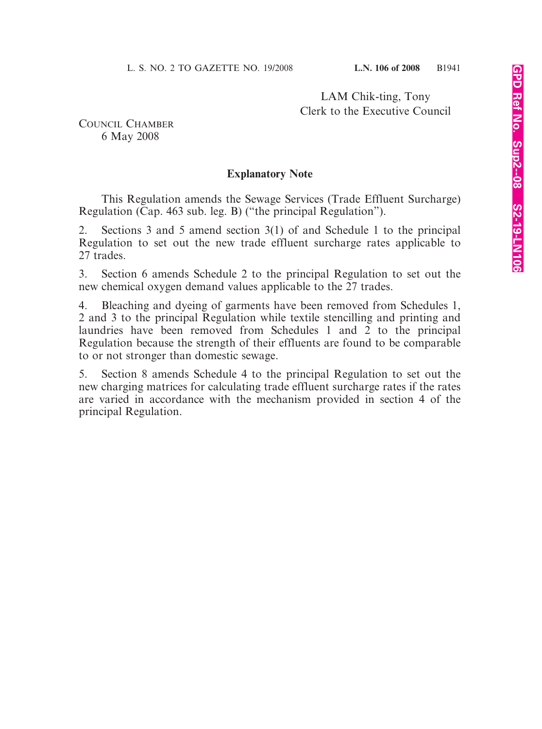LAM Chik-ting, Tony
Clerk to the Executive Council

COUNCIL CHAMBER
6 May 2008

## Explanatory Note

This Regulation amends the Sewage Services (Trade Effluent Surcharge) Regulation (Cap. 463 sub. leg. B) ("the principal Regulation").

2. Sections 3 and 5 amend section 3(1) of and Schedule 1 to the principal Regulation to set out the new trade effluent surcharge rates applicable to 27 trades.

3. Section 6 amends Schedule 2 to the principal Regulation to set out the new chemical oxygen demand values applicable to the 27 trades.

4. Bleaching and dyeing of garments have been removed from Schedules 1, 2 and 3 to the principal Regulation while textile stencilling and printing and laundries have been removed from Schedules 1 and 2 to the principal Regulation because the strength of their effluents are found to be comparable to or not stronger than domestic sewage.

5. Section 8 amends Schedule 4 to the principal Regulation to set out the new charging matrices for calculating trade effluent surcharge rates if the rates are varied in accordance with the mechanism provided in section 4 of the principal Regulation.